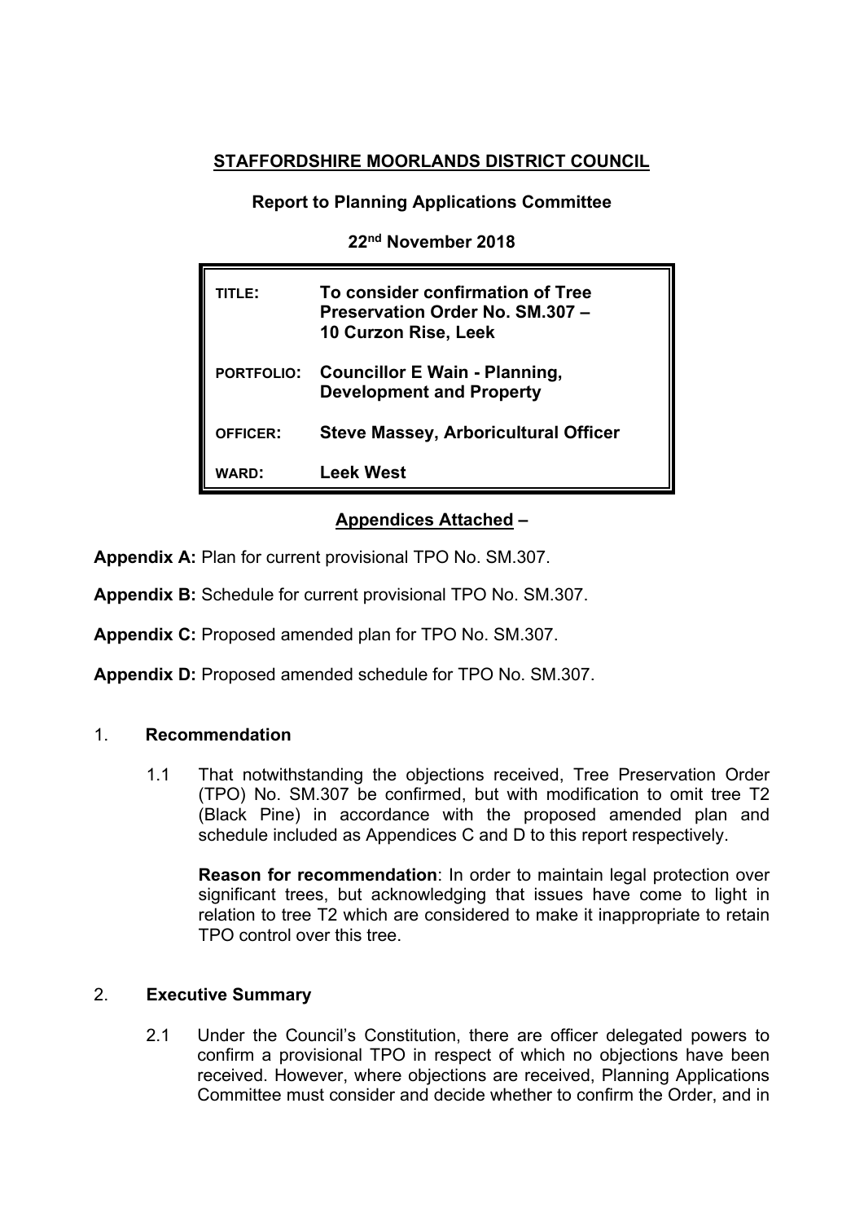**STAFFORDSHIRE MOORLANDS DISTRICT COUNCIL**

**Report to Planning Applications Committee**

**22nd November 2018**

| | |
|---|---|
| **TITLE:** | **To consider confirmation of Tree Preservation Order No. SM.307 – 10 Curzon Rise, Leek** |
| **PORTFOLIO:** | **Councillor E Wain - Planning, Development and Property** |
| **OFFICER:** | **Steve Massey, Arboricultural Officer** |
| **WARD:** | **Leek West** |

**Appendices Attached –**

**Appendix A:** Plan for current provisional TPO No. SM.307.

**Appendix B:** Schedule for current provisional TPO No. SM.307.

**Appendix C:** Proposed amended plan for TPO No. SM.307.

**Appendix D:** Proposed amended schedule for TPO No. SM.307.

## 1. Recommendation

1.1 That notwithstanding the objections received, Tree Preservation Order (TPO) No. SM.307 be confirmed, but with modification to omit tree T2 (Black Pine) in accordance with the proposed amended plan and schedule included as Appendices C and D to this report respectively.

**Reason for recommendation**: In order to maintain legal protection over significant trees, but acknowledging that issues have come to light in relation to tree T2 which are considered to make it inappropriate to retain TPO control over this tree.

## 2. Executive Summary

2.1 Under the Council's Constitution, there are officer delegated powers to confirm a provisional TPO in respect of which no objections have been received. However, where objections are received, Planning Applications Committee must consider and decide whether to confirm the Order, and in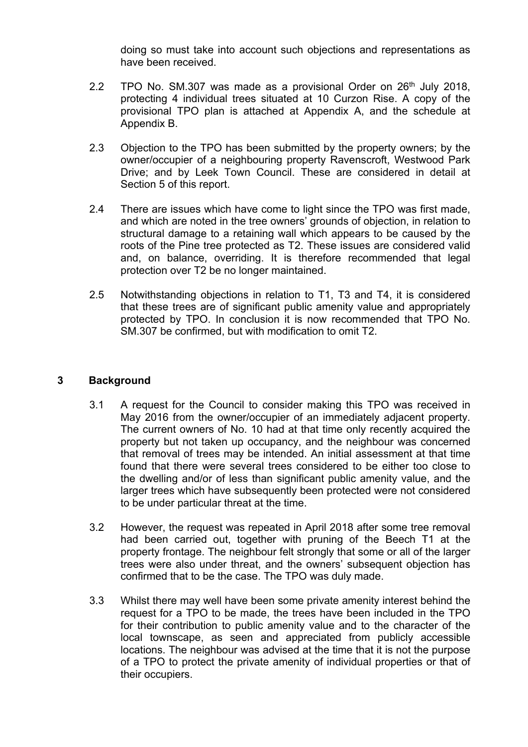doing so must take into account such objections and representations as have been received.

2.2 TPO No. SM.307 was made as a provisional Order on 26th July 2018, protecting 4 individual trees situated at 10 Curzon Rise. A copy of the provisional TPO plan is attached at Appendix A, and the schedule at Appendix B.

2.3 Objection to the TPO has been submitted by the property owners; by the owner/occupier of a neighbouring property Ravenscroft, Westwood Park Drive; and by Leek Town Council. These are considered in detail at Section 5 of this report.

2.4 There are issues which have come to light since the TPO was first made, and which are noted in the tree owners' grounds of objection, in relation to structural damage to a retaining wall which appears to be caused by the roots of the Pine tree protected as T2. These issues are considered valid and, on balance, overriding. It is therefore recommended that legal protection over T2 be no longer maintained.

2.5 Notwithstanding objections in relation to T1, T3 and T4, it is considered that these trees are of significant public amenity value and appropriately protected by TPO. In conclusion it is now recommended that TPO No. SM.307 be confirmed, but with modification to omit T2.

## 3 Background

3.1 A request for the Council to consider making this TPO was received in May 2016 from the owner/occupier of an immediately adjacent property. The current owners of No. 10 had at that time only recently acquired the property but not taken up occupancy, and the neighbour was concerned that removal of trees may be intended. An initial assessment at that time found that there were several trees considered to be either too close to the dwelling and/or of less than significant public amenity value, and the larger trees which have subsequently been protected were not considered to be under particular threat at the time.

3.2 However, the request was repeated in April 2018 after some tree removal had been carried out, together with pruning of the Beech T1 at the property frontage. The neighbour felt strongly that some or all of the larger trees were also under threat, and the owners' subsequent objection has confirmed that to be the case. The TPO was duly made.

3.3 Whilst there may well have been some private amenity interest behind the request for a TPO to be made, the trees have been included in the TPO for their contribution to public amenity value and to the character of the local townscape, as seen and appreciated from publicly accessible locations. The neighbour was advised at the time that it is not the purpose of a TPO to protect the private amenity of individual properties or that of their occupiers.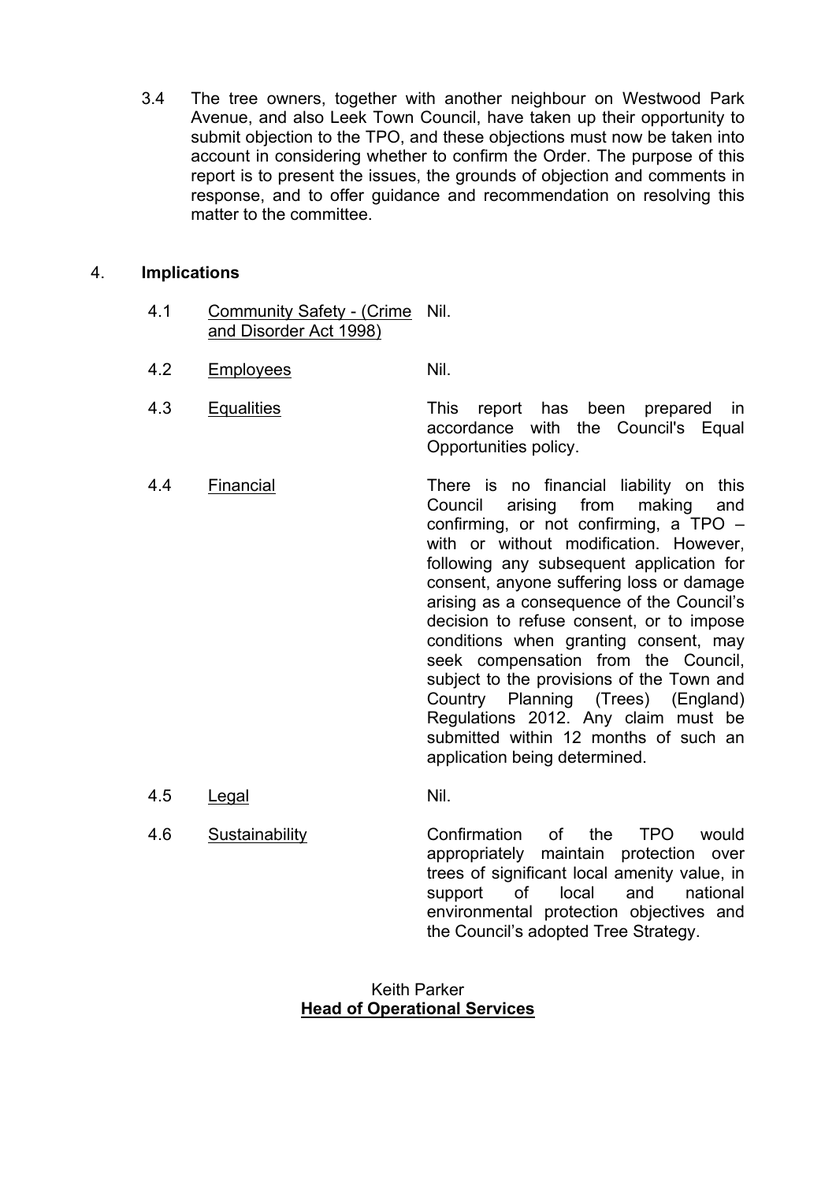3.4 The tree owners, together with another neighbour on Westwood Park Avenue, and also Leek Town Council, have taken up their opportunity to submit objection to the TPO, and these objections must now be taken into account in considering whether to confirm the Order. The purpose of this report is to present the issues, the grounds of objection and comments in response, and to offer guidance and recommendation on resolving this matter to the committee.

## 4. **Implications**

| | | |
|---|---|---|
| 4.1 | Community Safety - (Crime and Disorder Act 1998) | Nil. |
| 4.2 | Employees | Nil. |
| 4.3 | Equalities | This report has been prepared in accordance with the Council's Equal Opportunities policy. |
| 4.4 | Financial | There is no financial liability on this Council arising from making and confirming, or not confirming, a TPO – with or without modification. However, following any subsequent application for consent, anyone suffering loss or damage arising as a consequence of the Council's decision to refuse consent, or to impose conditions when granting consent, may seek compensation from the Council, subject to the provisions of the Town and Country Planning (Trees) (England) Regulations 2012. Any claim must be submitted within 12 months of such an application being determined. |
| 4.5 | Legal | Nil. |
| 4.6 | Sustainability | Confirmation of the TPO would appropriately maintain protection over trees of significant local amenity value, in support of local and national environmental protection objectives and the Council's adopted Tree Strategy. |

Keith Parker
**Head of Operational Services**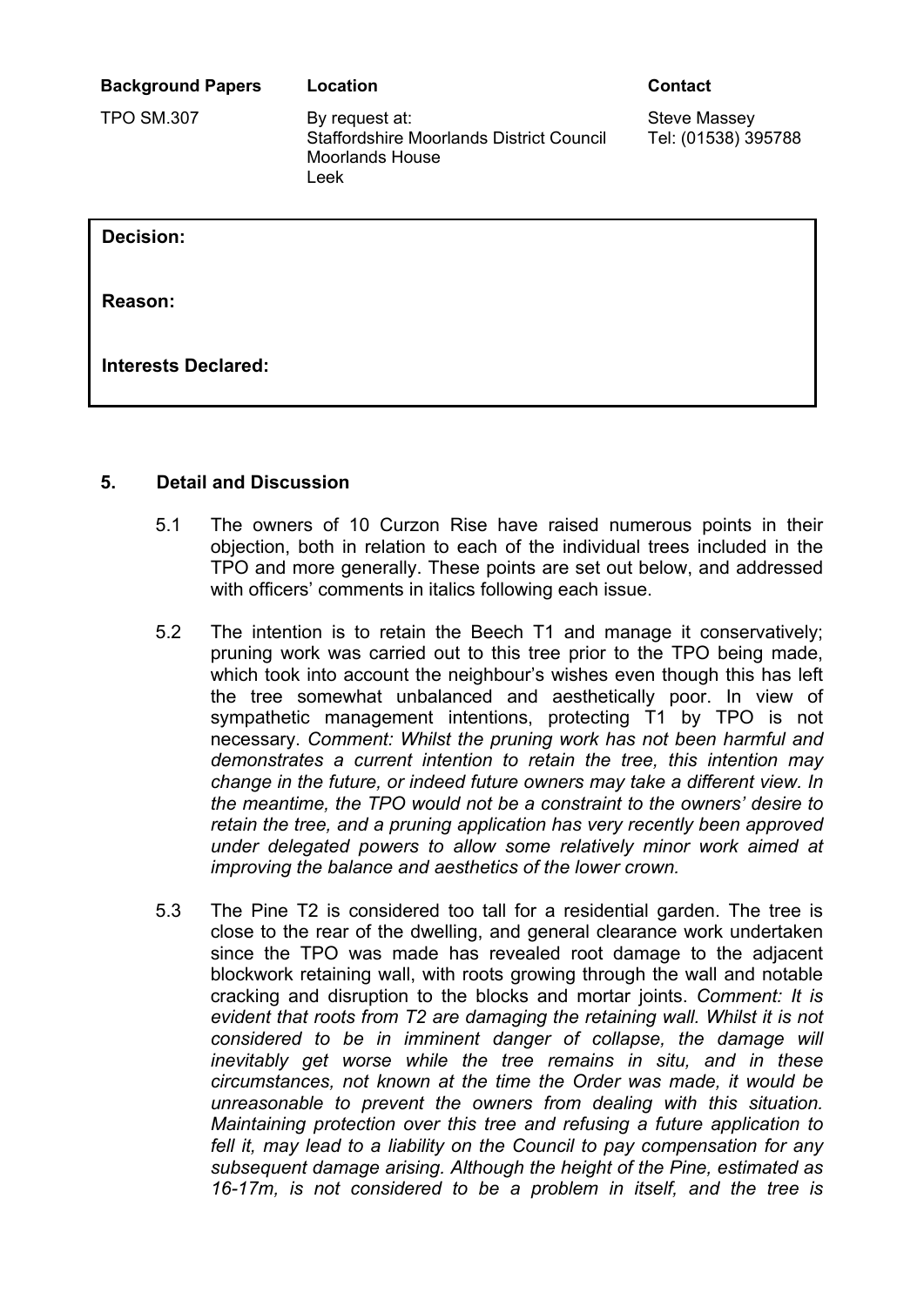| Background Papers | Location | Contact |
|---|---|---|
| TPO SM.307 | By request at: Staffordshire Moorlands District Council Moorlands House Leek | Steve Massey Tel: (01538) 395788 |

**Decision:**

**Reason:**

**Interests Declared:**

## 5. Detail and Discussion

5.1 The owners of 10 Curzon Rise have raised numerous points in their objection, both in relation to each of the individual trees included in the TPO and more generally. These points are set out below, and addressed with officers' comments in italics following each issue.

5.2 The intention is to retain the Beech T1 and manage it conservatively; pruning work was carried out to this tree prior to the TPO being made, which took into account the neighbour's wishes even though this has left the tree somewhat unbalanced and aesthetically poor. In view of sympathetic management intentions, protecting T1 by TPO is not necessary. *Comment: Whilst the pruning work has not been harmful and demonstrates a current intention to retain the tree, this intention may change in the future, or indeed future owners may take a different view. In the meantime, the TPO would not be a constraint to the owners' desire to retain the tree, and a pruning application has very recently been approved under delegated powers to allow some relatively minor work aimed at improving the balance and aesthetics of the lower crown.*

5.3 The Pine T2 is considered too tall for a residential garden. The tree is close to the rear of the dwelling, and general clearance work undertaken since the TPO was made has revealed root damage to the adjacent blockwork retaining wall, with roots growing through the wall and notable cracking and disruption to the blocks and mortar joints. *Comment: It is evident that roots from T2 are damaging the retaining wall. Whilst it is not considered to be in imminent danger of collapse, the damage will inevitably get worse while the tree remains in situ, and in these circumstances, not known at the time the Order was made, it would be unreasonable to prevent the owners from dealing with this situation. Maintaining protection over this tree and refusing a future application to fell it, may lead to a liability on the Council to pay compensation for any subsequent damage arising. Although the height of the Pine, estimated as 16-17m, is not considered to be a problem in itself, and the tree is*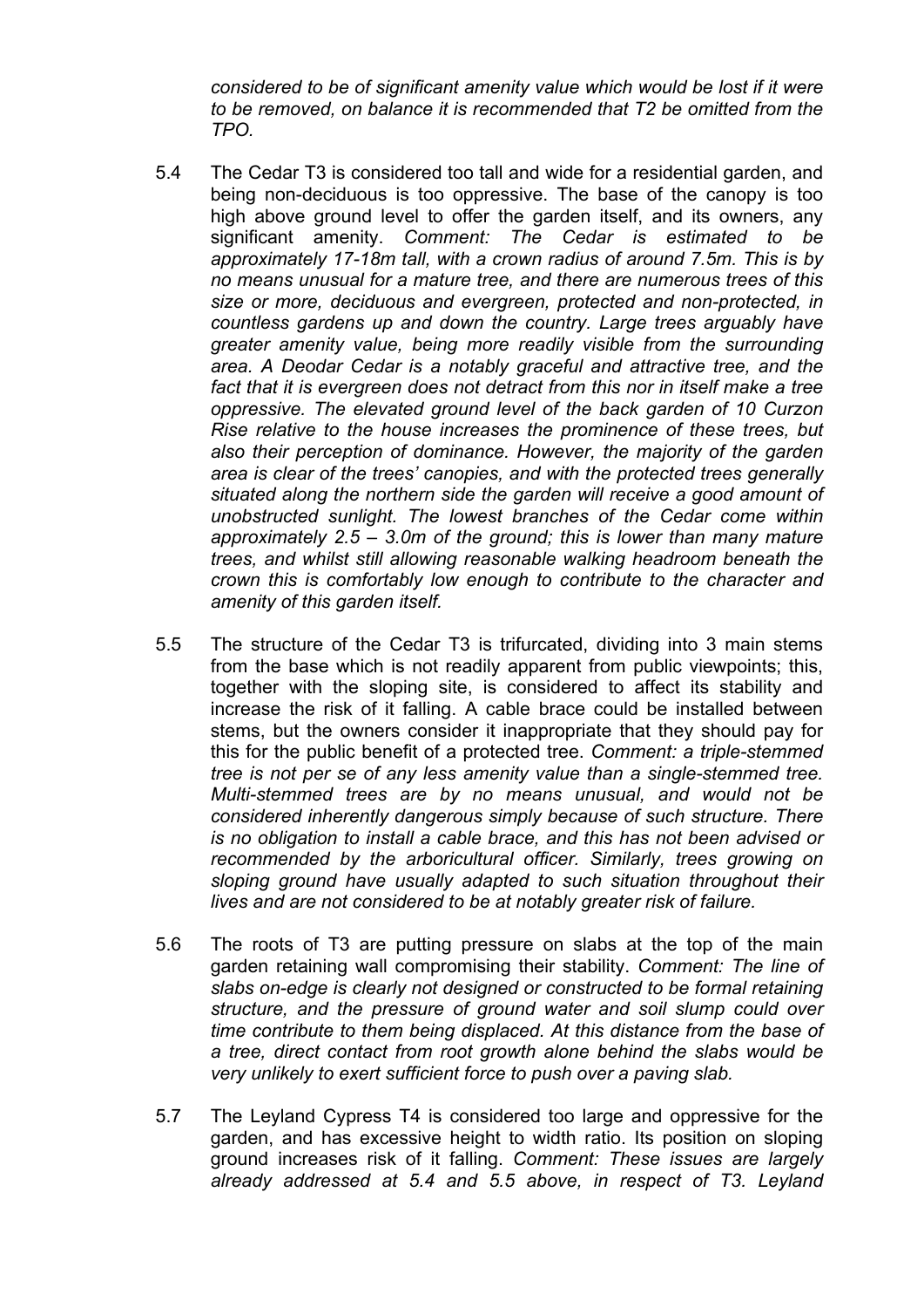*considered to be of significant amenity value which would be lost if it were to be removed, on balance it is recommended that T2 be omitted from the TPO.*

5.4 The Cedar T3 is considered too tall and wide for a residential garden, and being non-deciduous is too oppressive. The base of the canopy is too high above ground level to offer the garden itself, and its owners, any significant amenity. *Comment: The Cedar is estimated to be approximately 17-18m tall, with a crown radius of around 7.5m. This is by no means unusual for a mature tree, and there are numerous trees of this size or more, deciduous and evergreen, protected and non-protected, in countless gardens up and down the country. Large trees arguably have greater amenity value, being more readily visible from the surrounding area. A Deodar Cedar is a notably graceful and attractive tree, and the fact that it is evergreen does not detract from this nor in itself make a tree oppressive. The elevated ground level of the back garden of 10 Curzon Rise relative to the house increases the prominence of these trees, but also their perception of dominance. However, the majority of the garden area is clear of the trees' canopies, and with the protected trees generally situated along the northern side the garden will receive a good amount of unobstructed sunlight. The lowest branches of the Cedar come within approximately 2.5 – 3.0m of the ground; this is lower than many mature trees, and whilst still allowing reasonable walking headroom beneath the crown this is comfortably low enough to contribute to the character and amenity of this garden itself.*

5.5 The structure of the Cedar T3 is trifurcated, dividing into 3 main stems from the base which is not readily apparent from public viewpoints; this, together with the sloping site, is considered to affect its stability and increase the risk of it falling. A cable brace could be installed between stems, but the owners consider it inappropriate that they should pay for this for the public benefit of a protected tree. *Comment: a triple-stemmed tree is not per se of any less amenity value than a single-stemmed tree. Multi-stemmed trees are by no means unusual, and would not be considered inherently dangerous simply because of such structure. There is no obligation to install a cable brace, and this has not been advised or recommended by the arboricultural officer. Similarly, trees growing on sloping ground have usually adapted to such situation throughout their lives and are not considered to be at notably greater risk of failure.*

5.6 The roots of T3 are putting pressure on slabs at the top of the main garden retaining wall compromising their stability. *Comment: The line of slabs on-edge is clearly not designed or constructed to be formal retaining structure, and the pressure of ground water and soil slump could over time contribute to them being displaced. At this distance from the base of a tree, direct contact from root growth alone behind the slabs would be very unlikely to exert sufficient force to push over a paving slab.*

5.7 The Leyland Cypress T4 is considered too large and oppressive for the garden, and has excessive height to width ratio. Its position on sloping ground increases risk of it falling. *Comment: These issues are largely already addressed at 5.4 and 5.5 above, in respect of T3. Leyland*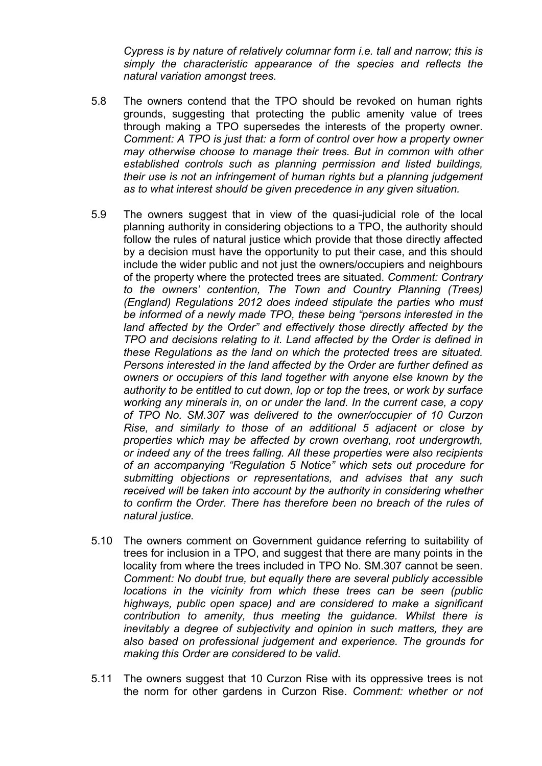*Cypress is by nature of relatively columnar form i.e. tall and narrow; this is simply the characteristic appearance of the species and reflects the natural variation amongst trees.*

5.8 The owners contend that the TPO should be revoked on human rights grounds, suggesting that protecting the public amenity value of trees through making a TPO supersedes the interests of the property owner. *Comment: A TPO is just that: a form of control over how a property owner may otherwise choose to manage their trees. But in common with other established controls such as planning permission and listed buildings, their use is not an infringement of human rights but a planning judgement as to what interest should be given precedence in any given situation.*

5.9 The owners suggest that in view of the quasi-judicial role of the local planning authority in considering objections to a TPO, the authority should follow the rules of natural justice which provide that those directly affected by a decision must have the opportunity to put their case, and this should include the wider public and not just the owners/occupiers and neighbours of the property where the protected trees are situated. *Comment: Contrary to the owners' contention, The Town and Country Planning (Trees) (England) Regulations 2012 does indeed stipulate the parties who must be informed of a newly made TPO, these being "persons interested in the land affected by the Order" and effectively those directly affected by the TPO and decisions relating to it. Land affected by the Order is defined in these Regulations as the land on which the protected trees are situated. Persons interested in the land affected by the Order are further defined as owners or occupiers of this land together with anyone else known by the authority to be entitled to cut down, lop or top the trees, or work by surface working any minerals in, on or under the land. In the current case, a copy of TPO No. SM.307 was delivered to the owner/occupier of 10 Curzon Rise, and similarly to those of an additional 5 adjacent or close by properties which may be affected by crown overhang, root undergrowth, or indeed any of the trees falling. All these properties were also recipients of an accompanying "Regulation 5 Notice" which sets out procedure for submitting objections or representations, and advises that any such received will be taken into account by the authority in considering whether to confirm the Order. There has therefore been no breach of the rules of natural justice.*

5.10 The owners comment on Government guidance referring to suitability of trees for inclusion in a TPO, and suggest that there are many points in the locality from where the trees included in TPO No. SM.307 cannot be seen. *Comment: No doubt true, but equally there are several publicly accessible locations in the vicinity from which these trees can be seen (public highways, public open space) and are considered to make a significant contribution to amenity, thus meeting the guidance. Whilst there is inevitably a degree of subjectivity and opinion in such matters, they are also based on professional judgement and experience. The grounds for making this Order are considered to be valid.*

5.11 The owners suggest that 10 Curzon Rise with its oppressive trees is not the norm for other gardens in Curzon Rise. *Comment: whether or not*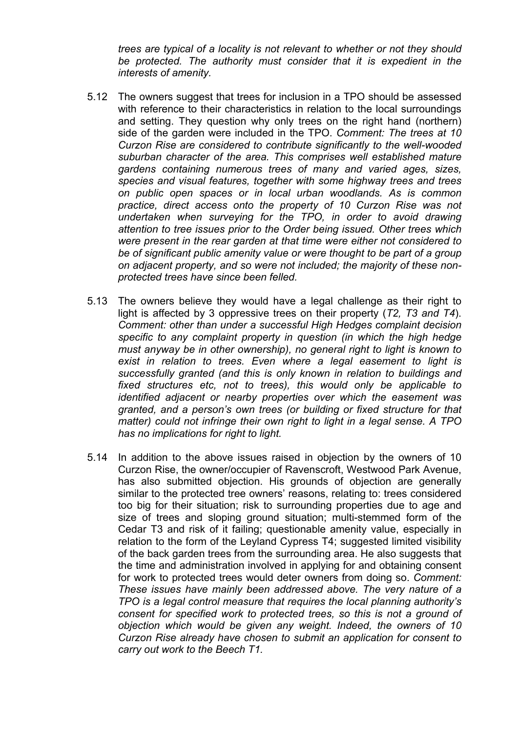*trees are typical of a locality is not relevant to whether or not they should be protected. The authority must consider that it is expedient in the interests of amenity.*

5.12 The owners suggest that trees for inclusion in a TPO should be assessed with reference to their characteristics in relation to the local surroundings and setting. They question why only trees on the right hand (northern) side of the garden were included in the TPO. *Comment: The trees at 10 Curzon Rise are considered to contribute significantly to the well-wooded suburban character of the area. This comprises well established mature gardens containing numerous trees of many and varied ages, sizes, species and visual features, together with some highway trees and trees on public open spaces or in local urban woodlands. As is common practice, direct access onto the property of 10 Curzon Rise was not undertaken when surveying for the TPO, in order to avoid drawing attention to tree issues prior to the Order being issued. Other trees which were present in the rear garden at that time were either not considered to be of significant public amenity value or were thought to be part of a group on adjacent property, and so were not included; the majority of these non-protected trees have since been felled.*

5.13 The owners believe they would have a legal challenge as their right to light is affected by 3 oppressive trees on their property (*T2, T3 and T4*). *Comment: other than under a successful High Hedges complaint decision specific to any complaint property in question (in which the high hedge must anyway be in other ownership), no general right to light is known to exist in relation to trees. Even where a legal easement to light is successfully granted (and this is only known in relation to buildings and fixed structures etc, not to trees), this would only be applicable to identified adjacent or nearby properties over which the easement was granted, and a person's own trees (or building or fixed structure for that matter) could not infringe their own right to light in a legal sense. A TPO has no implications for right to light.*

5.14 In addition to the above issues raised in objection by the owners of 10 Curzon Rise, the owner/occupier of Ravenscroft, Westwood Park Avenue, has also submitted objection. His grounds of objection are generally similar to the protected tree owners' reasons, relating to: trees considered too big for their situation; risk to surrounding properties due to age and size of trees and sloping ground situation; multi-stemmed form of the Cedar T3 and risk of it failing; questionable amenity value, especially in relation to the form of the Leyland Cypress T4; suggested limited visibility of the back garden trees from the surrounding area. He also suggests that the time and administration involved in applying for and obtaining consent for work to protected trees would deter owners from doing so. *Comment: These issues have mainly been addressed above. The very nature of a TPO is a legal control measure that requires the local planning authority's consent for specified work to protected trees, so this is not a ground of objection which would be given any weight. Indeed, the owners of 10 Curzon Rise already have chosen to submit an application for consent to carry out work to the Beech T1.*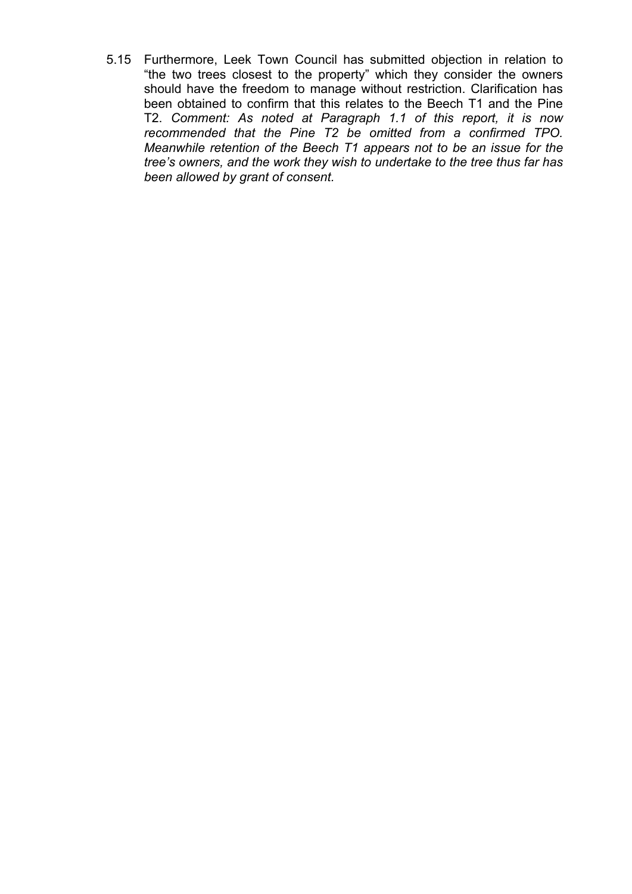5.15 Furthermore, Leek Town Council has submitted objection in relation to "the two trees closest to the property" which they consider the owners should have the freedom to manage without restriction. Clarification has been obtained to confirm that this relates to the Beech T1 and the Pine T2. *Comment: As noted at Paragraph 1.1 of this report, it is now recommended that the Pine T2 be omitted from a confirmed TPO. Meanwhile retention of the Beech T1 appears not to be an issue for the tree's owners, and the work they wish to undertake to the tree thus far has been allowed by grant of consent.*